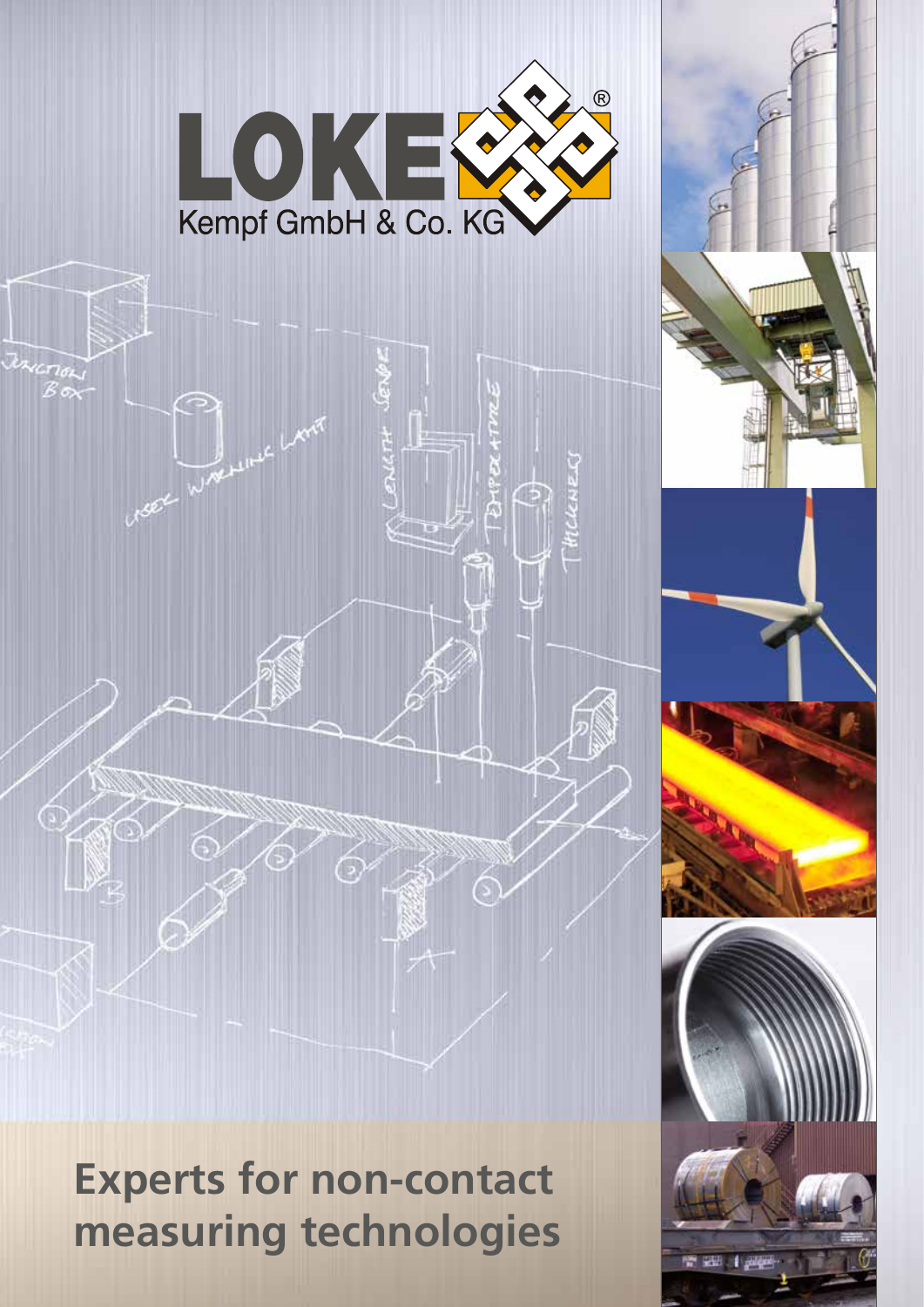LOKE

Kempf GmbH & Co. KG

# Experts for non-contact measuring technologies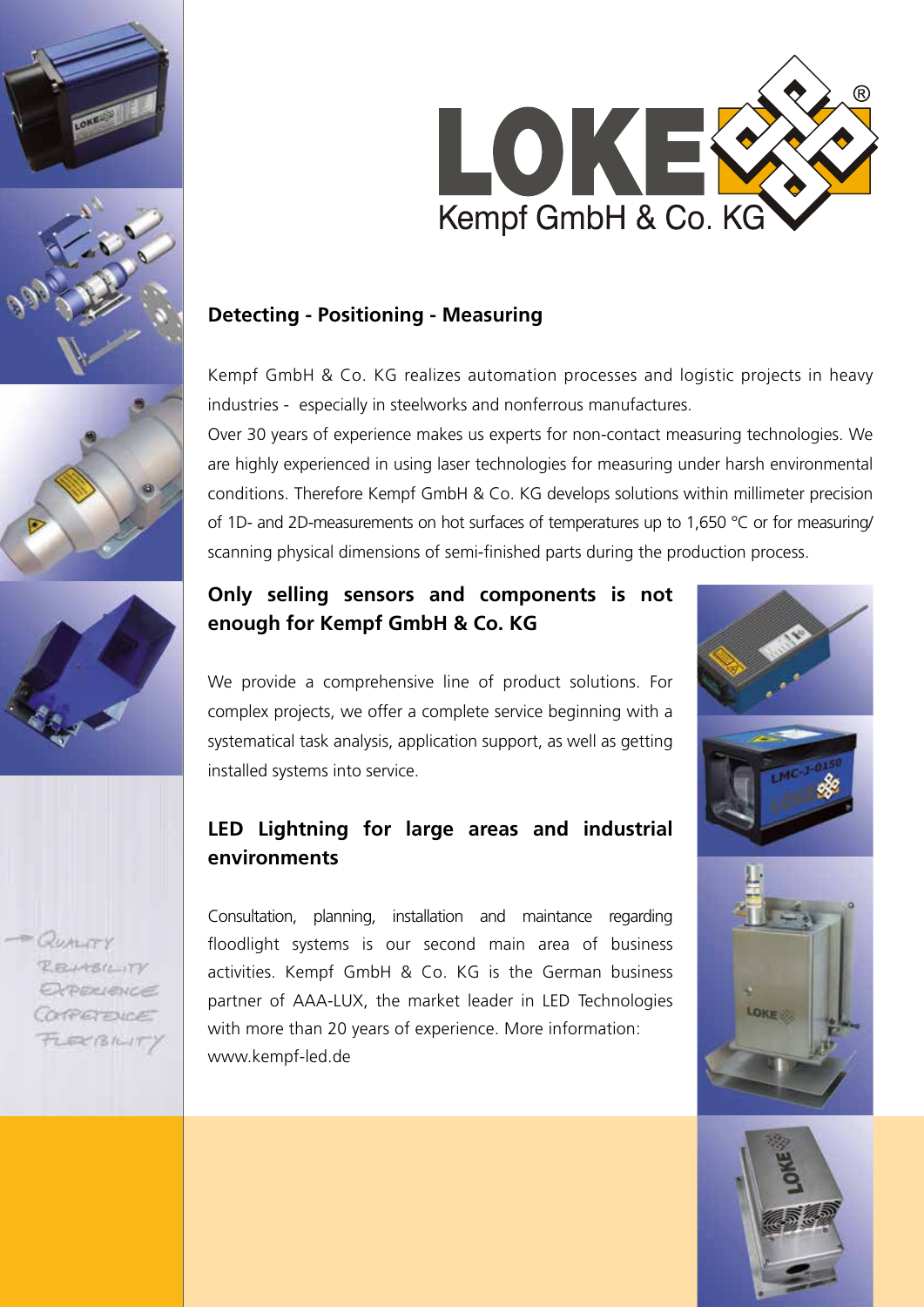LOKE

Kempf GmbH & Co. KG

## Detecting - Positioning - Measuring

Kempf GmbH & Co. KG realizes automation processes and logistic projects in heavy industries - especially in steelworks and nonferrous manufactures.

Over 30 years of experience makes us experts for non-contact measuring technologies. We are highly experienced in using laser technologies for measuring under harsh environmental conditions. Therefore Kempf GmbH & Co. KG develops solutions within millimeter precision of 1D- and 2D-measurements on hot surfaces of temperatures up to 1,650 °C or for measuring/ scanning physical dimensions of semi-finished parts during the production process.

## Only selling sensors and components is not enough for Kempf GmbH & Co. KG

We provide a comprehensive line of product solutions. For complex projects, we offer a complete service beginning with a systematical task analysis, application support, as well as getting installed systems into service.

## LED Lightning for large areas and industrial environments

Consultation, planning, installation and maintance regarding floodlight systems is our second main area of business activities. Kempf GmbH & Co. KG is the German business partner of AAA-LUX, the market leader in LED Technologies with more than 20 years of experience. More information: www.kempf-led.de

Quality
Reliability
Experience
Competence
Flexibility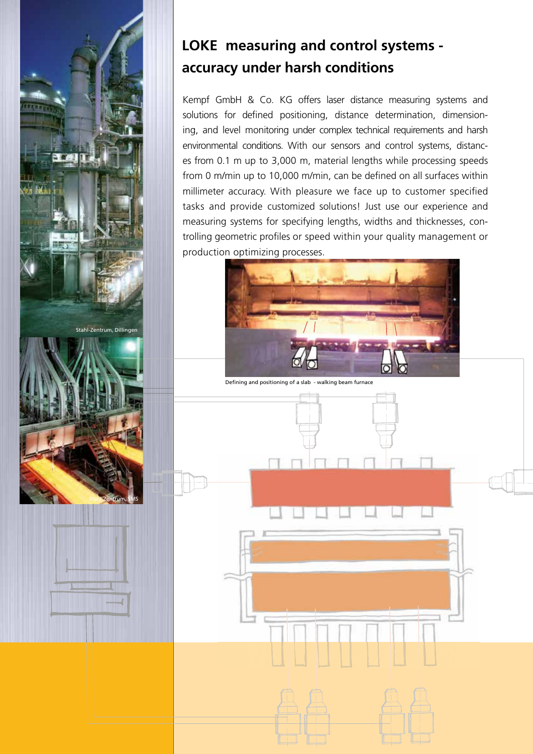## LOKE measuring and control systems - accuracy under harsh conditions

Kempf GmbH & Co. KG offers laser distance measuring systems and solutions for defined positioning, distance determination, dimensioning, and level monitoring under complex technical requirements and harsh environmental conditions. With our sensors and control systems, distances from 0.1 m up to 3,000 m, material lengths while processing speeds from 0 m/min up to 10,000 m/min, can be defined on all surfaces within millimeter accuracy. With pleasure we face up to customer specified tasks and provide customized solutions! Just use our experience and measuring systems for specifying lengths, widths and thicknesses, controlling geometric profiles or speed within your quality management or production optimizing processes.

Defining and positioning of a slab - walking beam furnace

Stahl-Zentrum, Dillingen

Stahl-Zentrum, SMS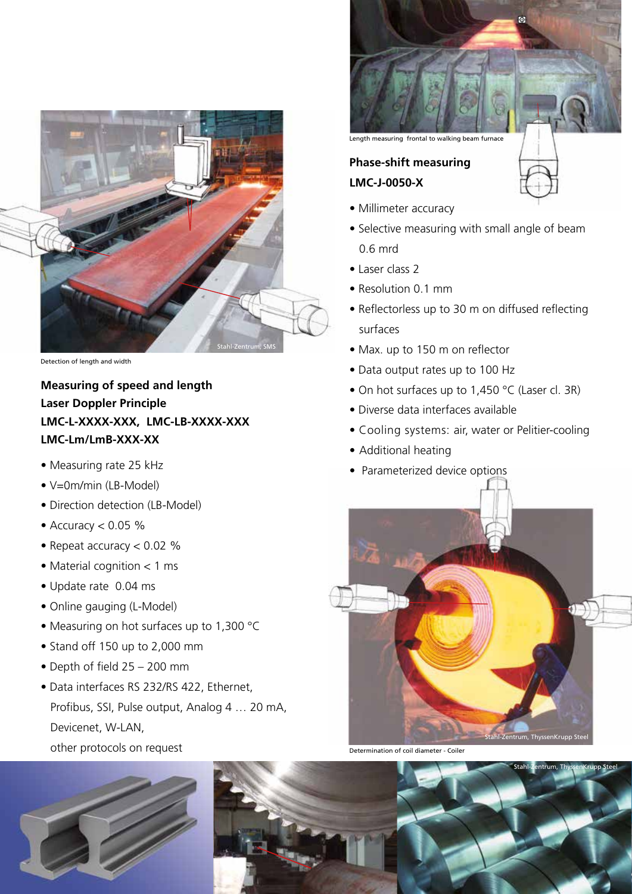Detection of length and width

## Measuring of speed and length
## Laser Doppler Principle
## LMC-L-XXXX-XXX, LMC-LB-XXXX-XXX
## LMC-Lm/LmB-XXX-XX

- Measuring rate 25 kHz
- V=0m/min (LB-Model)
- Direction detection (LB-Model)
- Accuracy < 0.05 %
- Repeat accuracy < 0.02 %
- Material cognition < 1 ms
- Update rate 0.04 ms
- Online gauging (L-Model)
- Measuring on hot surfaces up to 1,300 °C
- Stand off 150 up to 2,000 mm
- Depth of field 25 – 200 mm
- Data interfaces RS 232/RS 422, Ethernet, Profibus, SSI, Pulse output, Analog 4 … 20 mA, Devicenet, W-LAN, other protocols on request

Length measuring frontal to walking beam furnace

## Phase-shift measuring
## LMC-J-0050-X

- Millimeter accuracy
- Selective measuring with small angle of beam 0.6 mrd
- Laser class 2
- Resolution 0.1 mm
- Reflectorless up to 30 m on diffused reflecting surfaces
- Max. up to 150 m on reflector
- Data output rates up to 100 Hz
- On hot surfaces up to 1,450 °C (Laser cl. 3R)
- Diverse data interfaces available
- Cooling systems: air, water or Pelitier-cooling
- Additional heating
- Parameterized device options

Determination of coil diameter - Coiler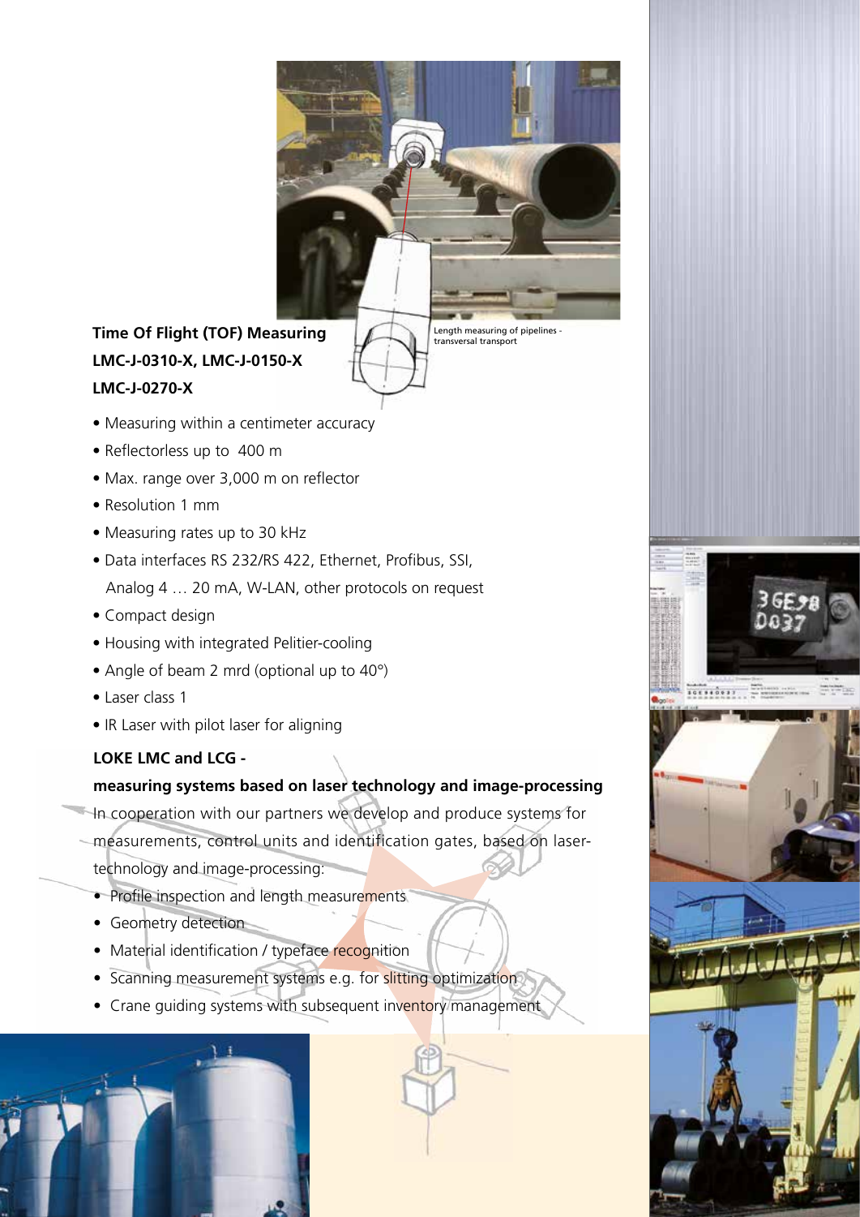Length measuring of pipelines - transversal transport

## Time Of Flight (TOF) Measuring LMC-J-0310-X, LMC-J-0150-X LMC-J-0270-X

- Measuring within a centimeter accuracy
- Reflectorless up to 400 m
- Max. range over 3,000 m on reflector
- Resolution 1 mm
- Measuring rates up to 30 kHz
- Data interfaces RS 232/RS 422, Ethernet, Profibus, SSI, Analog 4 … 20 mA, W-LAN, other protocols on request
- Compact design
- Housing with integrated Pelitier-cooling
- Angle of beam 2 mrd (optional up to 40°)
- Laser class 1
- IR Laser with pilot laser for aligning

## LOKE LMC and LCG - measuring systems based on laser technology and image-processing

In cooperation with our partners we develop and produce systems for measurements, control units and identification gates, based on laser-technology and image-processing:

- Profile inspection and length measurements
- Geometry detection
- Material identification / typeface recognition
- Scanning measurement systems e.g. for slitting optimization
- Crane guiding systems with subsequent inventory management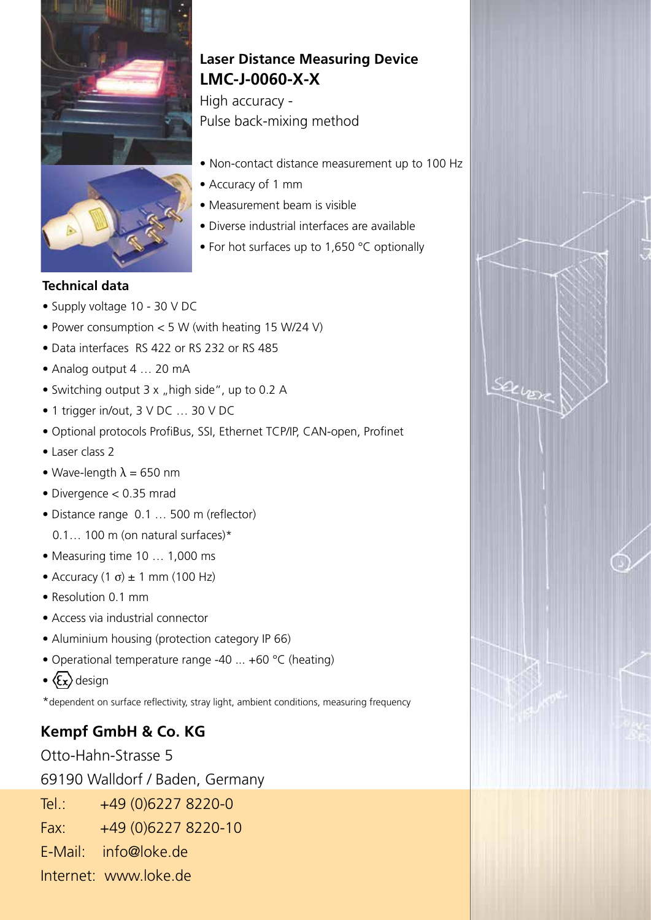## Laser Distance Measuring Device

## LMC-J-0060-X-X

High accuracy -
Pulse back-mixing method

- Non-contact distance measurement up to 100 Hz
- Accuracy of 1 mm
- Measurement beam is visible
- Diverse industrial interfaces are available
- For hot surfaces up to 1,650 °C optionally

### Technical data

- Supply voltage 10 - 30 V DC
- Power consumption < 5 W (with heating 15 W/24 V)
- Data interfaces RS 422 or RS 232 or RS 485
- Analog output 4 … 20 mA
- Switching output 3 x „high side", up to 0.2 A
- 1 trigger in/out, 3 V DC … 30 V DC
- Optional protocols ProfiBus, SSI, Ethernet TCP/IP, CAN-open, Profinet
- Laser class 2
- Wave-length $\lambda$ = 650 nm
- Divergence < 0.35 mrad
- Distance range 0.1 … 500 m (reflector)
  0.1… 100 m (on natural surfaces)*
- Measuring time 10 … 1,000 ms
- Accuracy (1 $\sigma$) ± 1 mm (100 Hz)
- Resolution 0.1 mm
- Access via industrial connector
- Aluminium housing (protection category IP 66)
- Operational temperature range -40 ... +60 °C (heating)
- Ex design

*dependent on surface reflectivity, stray light, ambient conditions, measuring frequency

### Kempf GmbH & Co. KG

Otto-Hahn-Strasse 5
69190 Walldorf / Baden, Germany

Tel.: +49 (0)6227 8220-0
Fax: +49 (0)6227 8220-10
E-Mail: info@loke.de
Internet: www.loke.de